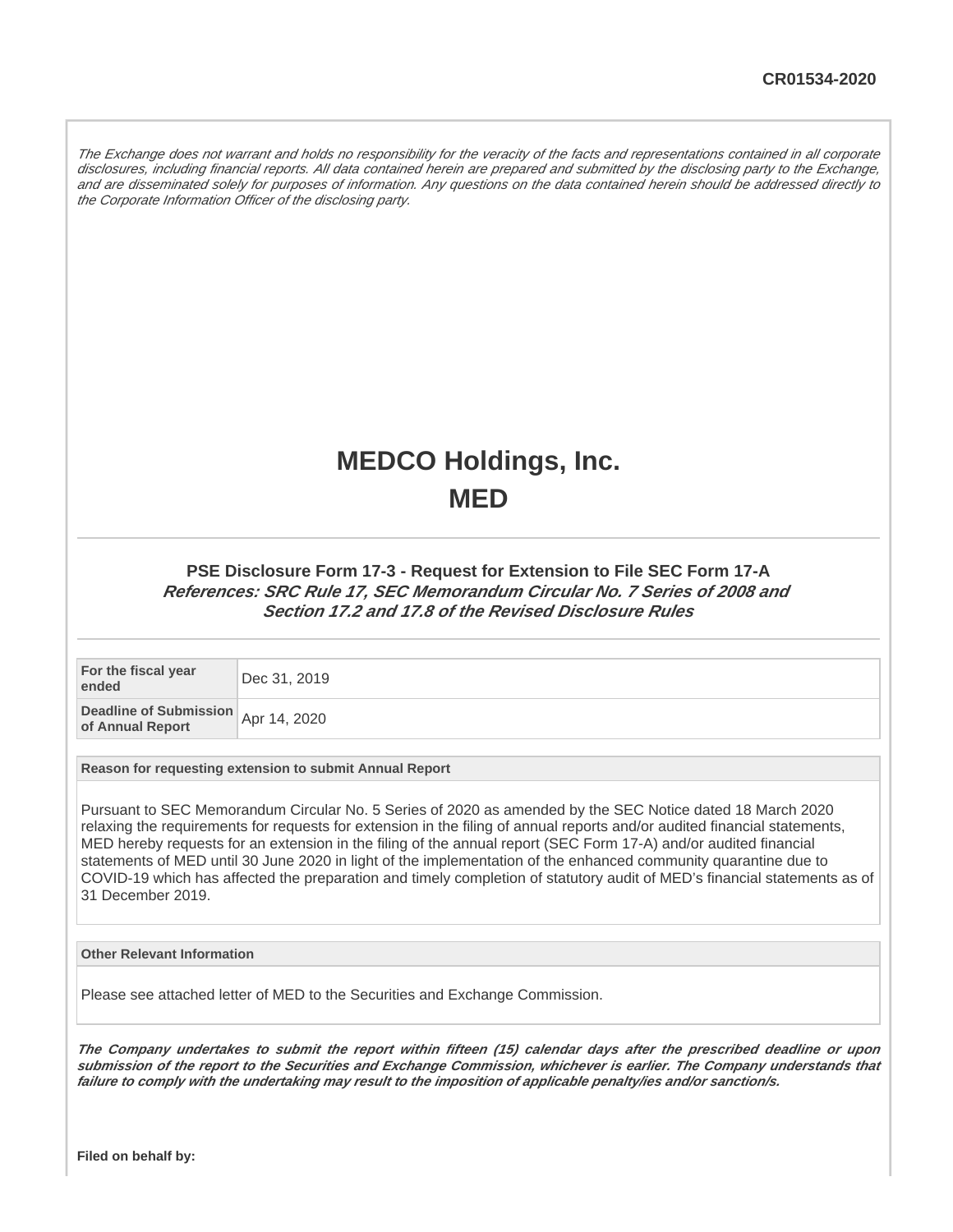CR01534-2020

*The Exchange does not warrant and holds no responsibility for the veracity of the facts and representations contained in all corporate disclosures, including financial reports. All data contained herein are prepared and submitted by the disclosing party to the Exchange, and are disseminated solely for purposes of information. Any questions on the data contained herein should be addressed directly to the Corporate Information Officer of the disclosing party.*

# MEDCO Holdings, Inc.
# MED

### PSE Disclosure Form 17-3 - Request for Extension to File SEC Form 17-A
***References: SRC Rule 17, SEC Memorandum Circular No. 7 Series of 2008 and Section 17.2 and 17.8 of the Revised Disclosure Rules***

| | |
|---|---|
| **For the fiscal year ended** | Dec 31, 2019 |
| **Deadline of Submission of Annual Report** | Apr 14, 2020 |

**Reason for requesting extension to submit Annual Report**

Pursuant to SEC Memorandum Circular No. 5 Series of 2020 as amended by the SEC Notice dated 18 March 2020 relaxing the requirements for requests for extension in the filing of annual reports and/or audited financial statements, MED hereby requests for an extension in the filing of the annual report (SEC Form 17-A) and/or audited financial statements of MED until 30 June 2020 in light of the implementation of the enhanced community quarantine due to COVID-19 which has affected the preparation and timely completion of statutory audit of MED's financial statements as of 31 December 2019.

**Other Relevant Information**

Please see attached letter of MED to the Securities and Exchange Commission.

***The Company undertakes to submit the report within fifteen (15) calendar days after the prescribed deadline or upon submission of the report to the Securities and Exchange Commission, whichever is earlier. The Company understands that failure to comply with the undertaking may result to the imposition of applicable penalty/ies and/or sanction/s.***

**Filed on behalf by:**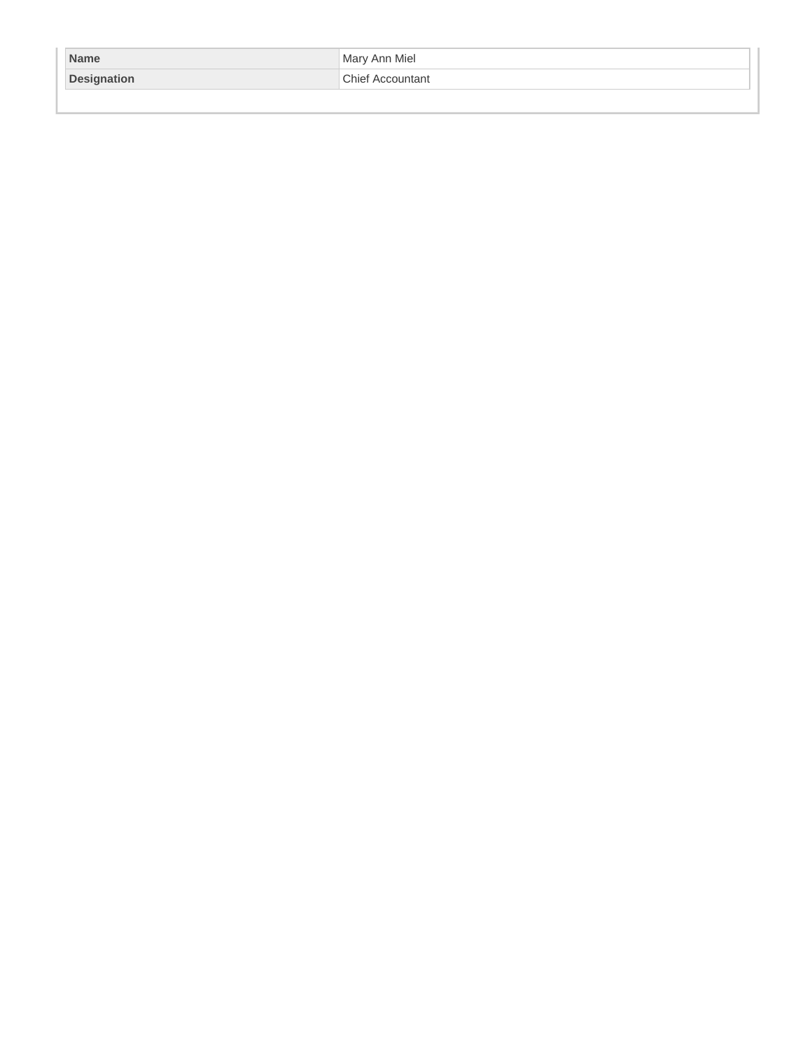| Name | Mary Ann Miel |
| --- | --- |
| Designation | Chief Accountant |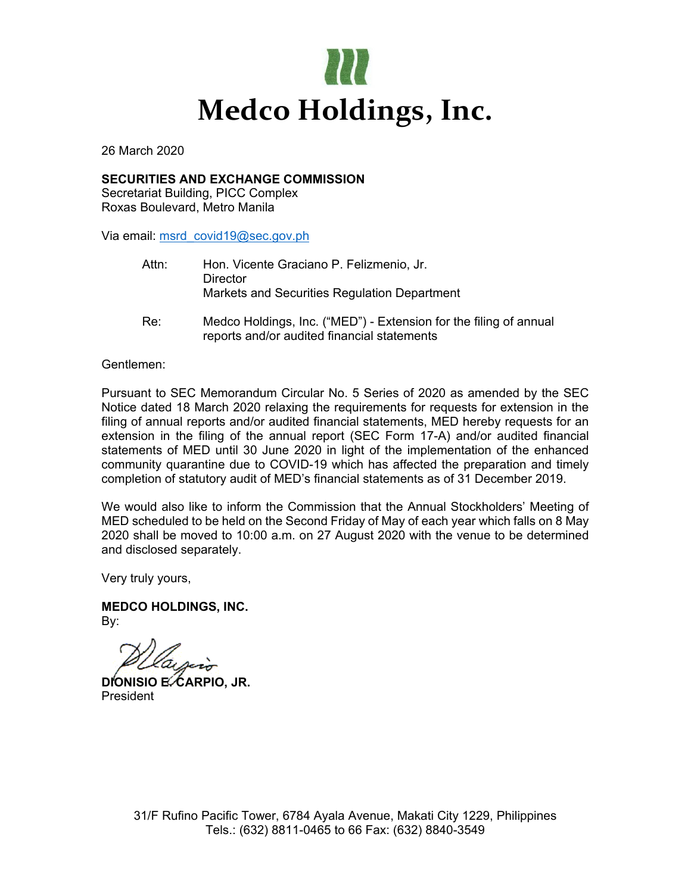# Medco Holdings, Inc.

26 March 2020

**SECURITIES AND EXCHANGE COMMISSION**
Secretariat Building, PICC Complex
Roxas Boulevard, Metro Manila

Via email: msrd_covid19@sec.gov.ph

Attn: Hon. Vicente Graciano P. Felizmenio, Jr.
Director
Markets and Securities Regulation Department

Re: Medco Holdings, Inc. ("MED") - Extension for the filing of annual reports and/or audited financial statements

Gentlemen:

Pursuant to SEC Memorandum Circular No. 5 Series of 2020 as amended by the SEC Notice dated 18 March 2020 relaxing the requirements for requests for extension in the filing of annual reports and/or audited financial statements, MED hereby requests for an extension in the filing of the annual report (SEC Form 17-A) and/or audited financial statements of MED until 30 June 2020 in light of the implementation of the enhanced community quarantine due to COVID-19 which has affected the preparation and timely completion of statutory audit of MED's financial statements as of 31 December 2019.

We would also like to inform the Commission that the Annual Stockholders' Meeting of MED scheduled to be held on the Second Friday of May of each year which falls on 8 May 2020 shall be moved to 10:00 a.m. on 27 August 2020 with the venue to be determined and disclosed separately.

Very truly yours,

**MEDCO HOLDINGS, INC.**
By:

**DIONISIO E. CARPIO, JR.**
President

31/F Rufino Pacific Tower, 6784 Ayala Avenue, Makati City 1229, Philippines
Tels.: (632) 8811-0465 to 66 Fax: (632) 8840-3549